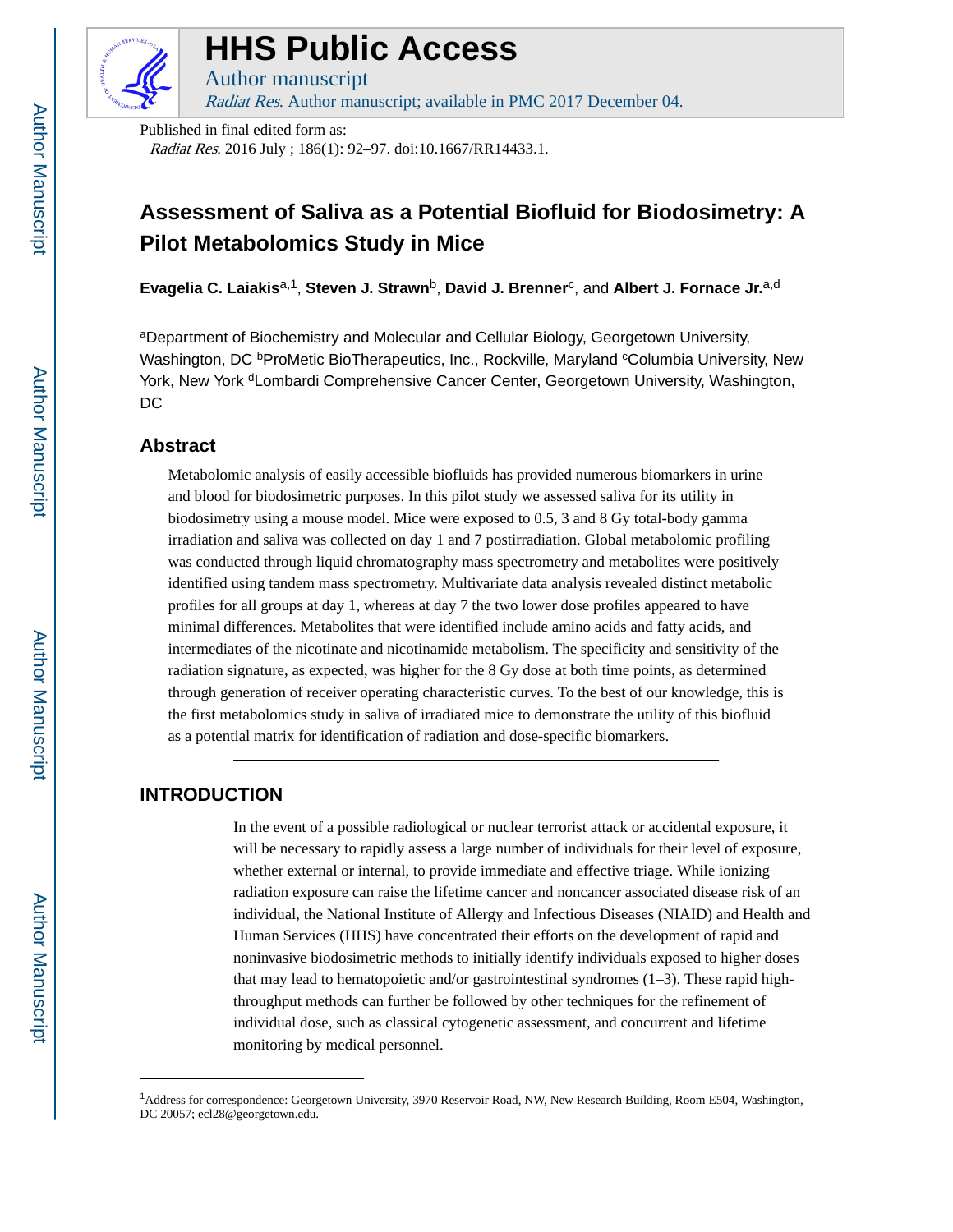# HHS Public Access

Author manuscript

*Radiat Res*. Author manuscript; available in PMC 2017 December 04.

Published in final edited form as:

*Radiat Res*. 2016 July ; 186(1): 92–97. doi:10.1667/RR14433.1.

## Assessment of Saliva as a Potential Biofluid for Biodosimetry: A Pilot Metabolomics Study in Mice

**Evagelia C. Laiakis**[a,1], **Steven J. Strawn**[b], **David J. Brenner**[c], and **Albert J. Fornace Jr.**[a,d]

[a]Department of Biochemistry and Molecular and Cellular Biology, Georgetown University, Washington, DC [b]ProMetic BioTherapeutics, Inc., Rockville, Maryland [c]Columbia University, New York, New York [d]Lombardi Comprehensive Cancer Center, Georgetown University, Washington, DC

### Abstract

Metabolomic analysis of easily accessible biofluids has provided numerous biomarkers in urine and blood for biodosimetric purposes. In this pilot study we assessed saliva for its utility in biodosimetry using a mouse model. Mice were exposed to 0.5, 3 and 8 Gy total-body gamma irradiation and saliva was collected on day 1 and 7 postirradiation. Global metabolomic profiling was conducted through liquid chromatography mass spectrometry and metabolites were positively identified using tandem mass spectrometry. Multivariate data analysis revealed distinct metabolic profiles for all groups at day 1, whereas at day 7 the two lower dose profiles appeared to have minimal differences. Metabolites that were identified include amino acids and fatty acids, and intermediates of the nicotinate and nicotinamide metabolism. The specificity and sensitivity of the radiation signature, as expected, was higher for the 8 Gy dose at both time points, as determined through generation of receiver operating characteristic curves. To the best of our knowledge, this is the first metabolomics study in saliva of irradiated mice to demonstrate the utility of this biofluid as a potential matrix for identification of radiation and dose-specific biomarkers.

### INTRODUCTION

In the event of a possible radiological or nuclear terrorist attack or accidental exposure, it will be necessary to rapidly assess a large number of individuals for their level of exposure, whether external or internal, to provide immediate and effective triage. While ionizing radiation exposure can raise the lifetime cancer and noncancer associated disease risk of an individual, the National Institute of Allergy and Infectious Diseases (NIAID) and Health and Human Services (HHS) have concentrated their efforts on the development of rapid and noninvasive biodosimetric methods to initially identify individuals exposed to higher doses that may lead to hematopoietic and/or gastrointestinal syndromes (1–3). These rapid high-throughput methods can further be followed by other techniques for the refinement of individual dose, such as classical cytogenetic assessment, and concurrent and lifetime monitoring by medical personnel.

[1]Address for correspondence: Georgetown University, 3970 Reservoir Road, NW, New Research Building, Room E504, Washington, DC 20057; ecl28@georgetown.edu.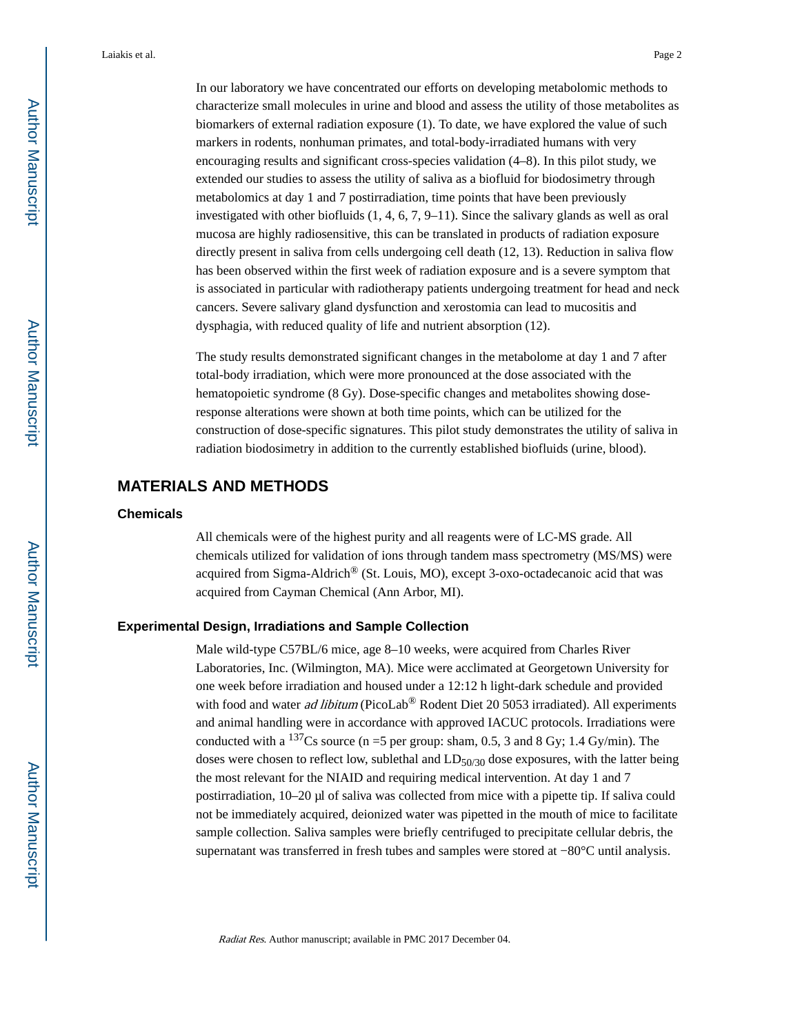In our laboratory we have concentrated our efforts on developing metabolomic methods to characterize small molecules in urine and blood and assess the utility of those metabolites as biomarkers of external radiation exposure (1). To date, we have explored the value of such markers in rodents, nonhuman primates, and total-body-irradiated humans with very encouraging results and significant cross-species validation (4–8). In this pilot study, we extended our studies to assess the utility of saliva as a biofluid for biodosimetry through metabolomics at day 1 and 7 postirradiation, time points that have been previously investigated with other biofluids (1, 4, 6, 7, 9–11). Since the salivary glands as well as oral mucosa are highly radiosensitive, this can be translated in products of radiation exposure directly present in saliva from cells undergoing cell death (12, 13). Reduction in saliva flow has been observed within the first week of radiation exposure and is a severe symptom that is associated in particular with radiotherapy patients undergoing treatment for head and neck cancers. Severe salivary gland dysfunction and xerostomia can lead to mucositis and dysphagia, with reduced quality of life and nutrient absorption (12).

The study results demonstrated significant changes in the metabolome at day 1 and 7 after total-body irradiation, which were more pronounced at the dose associated with the hematopoietic syndrome (8 Gy). Dose-specific changes and metabolites showing dose-response alterations were shown at both time points, which can be utilized for the construction of dose-specific signatures. This pilot study demonstrates the utility of saliva in radiation biodosimetry in addition to the currently established biofluids (urine, blood).

## MATERIALS AND METHODS

### Chemicals

All chemicals were of the highest purity and all reagents were of LC-MS grade. All chemicals utilized for validation of ions through tandem mass spectrometry (MS/MS) were acquired from Sigma-Aldrich® (St. Louis, MO), except 3-oxo-octadecanoic acid that was acquired from Cayman Chemical (Ann Arbor, MI).

### Experimental Design, Irradiations and Sample Collection

Male wild-type C57BL/6 mice, age 8–10 weeks, were acquired from Charles River Laboratories, Inc. (Wilmington, MA). Mice were acclimated at Georgetown University for one week before irradiation and housed under a 12:12 h light-dark schedule and provided with food and water *ad libitum* (PicoLab® Rodent Diet 20 5053 irradiated). All experiments and animal handling were in accordance with approved IACUC protocols. Irradiations were conducted with a $^{137}$Cs source (n =5 per group: sham, 0.5, 3 and 8 Gy; 1.4 Gy/min). The doses were chosen to reflect low, sublethal and $LD_{50/30}$ dose exposures, with the latter being the most relevant for the NIAID and requiring medical intervention. At day 1 and 7 postirradiation, 10–20 μl of saliva was collected from mice with a pipette tip. If saliva could not be immediately acquired, deionized water was pipetted in the mouth of mice to facilitate sample collection. Saliva samples were briefly centrifuged to precipitate cellular debris, the supernatant was transferred in fresh tubes and samples were stored at −80°C until analysis.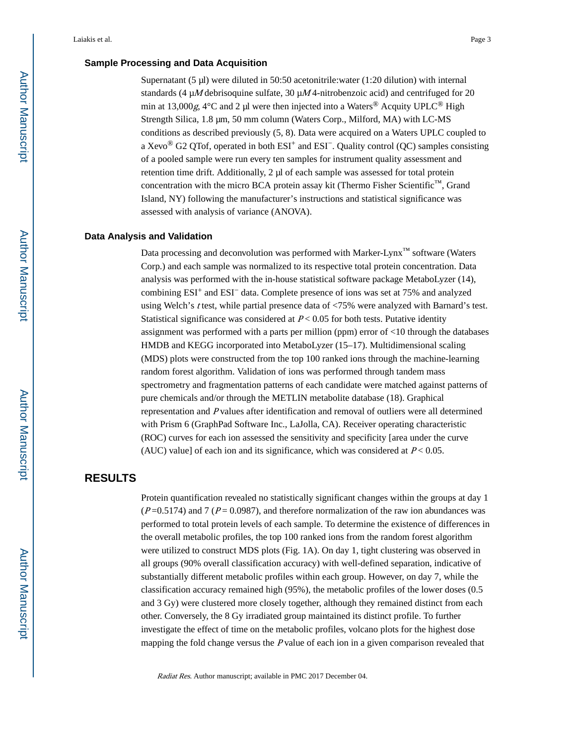### Sample Processing and Data Acquisition

Supernatant (5 μl) were diluted in 50:50 acetonitrile:water (1:20 dilution) with internal standards (4 μ*M* debrisoquine sulfate, 30 μ*M* 4-nitrobenzoic acid) and centrifuged for 20 min at 13,000*g*, 4°C and 2 μl were then injected into a Waters® Acquity UPLC® High Strength Silica, 1.8 μm, 50 mm column (Waters Corp., Milford, MA) with LC-MS conditions as described previously (5, 8). Data were acquired on a Waters UPLC coupled to a Xevo® G2 QTof, operated in both $ESI^+$ and $ESI^-$. Quality control (QC) samples consisting of a pooled sample were run every ten samples for instrument quality assessment and retention time drift. Additionally, 2 μl of each sample was assessed for total protein concentration with the micro BCA protein assay kit (Thermo Fisher Scientific™, Grand Island, NY) following the manufacturer's instructions and statistical significance was assessed with analysis of variance (ANOVA).

### Data Analysis and Validation

Data processing and deconvolution was performed with Marker-Lynx™ software (Waters Corp.) and each sample was normalized to its respective total protein concentration. Data analysis was performed with the in-house statistical software package MetaboLyzer (14), combining $ESI^+$ and $ESI^-$ data. Complete presence of ions was set at 75% and analyzed using Welch's *t* test, while partial presence data of <75% were analyzed with Barnard's test. Statistical significance was considered at $P < 0.05$ for both tests. Putative identity assignment was performed with a parts per million (ppm) error of <10 through the databases HMDB and KEGG incorporated into MetaboLyzer (15–17). Multidimensional scaling (MDS) plots were constructed from the top 100 ranked ions through the machine-learning random forest algorithm. Validation of ions was performed through tandem mass spectrometry and fragmentation patterns of each candidate were matched against patterns of pure chemicals and/or through the METLIN metabolite database (18). Graphical representation and *P* values after identification and removal of outliers were all determined with Prism 6 (GraphPad Software Inc., LaJolla, CA). Receiver operating characteristic (ROC) curves for each ion assessed the sensitivity and specificity [area under the curve (AUC) value] of each ion and its significance, which was considered at $P < 0.05$.

## RESULTS

Protein quantification revealed no statistically significant changes within the groups at day 1 ($P = 0.5174$) and 7 ($P = 0.0987$), and therefore normalization of the raw ion abundances was performed to total protein levels of each sample. To determine the existence of differences in the overall metabolic profiles, the top 100 ranked ions from the random forest algorithm were utilized to construct MDS plots (Fig. 1A). On day 1, tight clustering was observed in all groups (90% overall classification accuracy) with well-defined separation, indicative of substantially different metabolic profiles within each group. However, on day 7, while the classification accuracy remained high (95%), the metabolic profiles of the lower doses (0.5 and 3 Gy) were clustered more closely together, although they remained distinct from each other. Conversely, the 8 Gy irradiated group maintained its distinct profile. To further investigate the effect of time on the metabolic profiles, volcano plots for the highest dose mapping the fold change versus the *P* value of each ion in a given comparison revealed that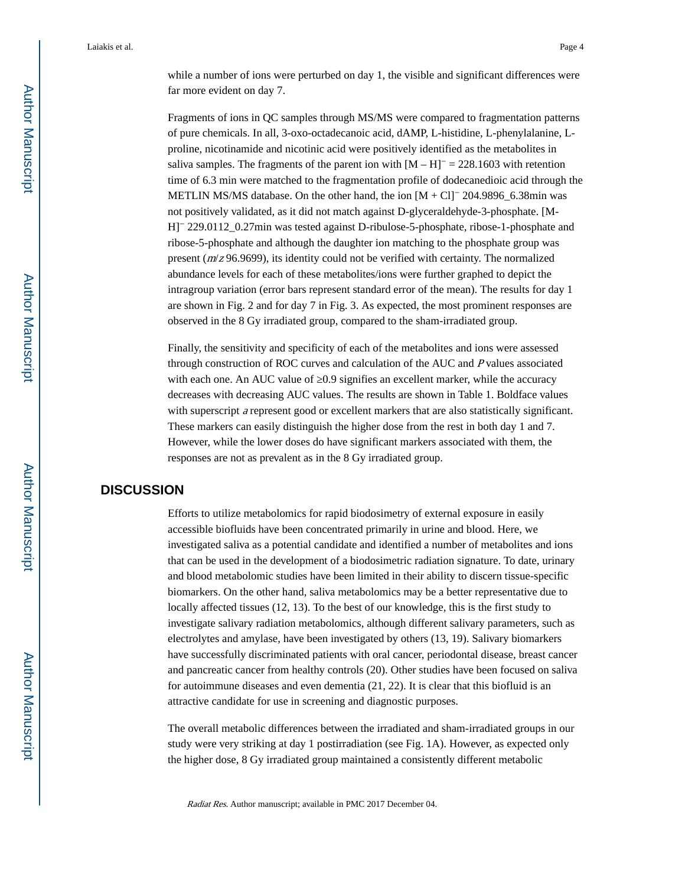while a number of ions were perturbed on day 1, the visible and significant differences were far more evident on day 7.

Fragments of ions in QC samples through MS/MS were compared to fragmentation patterns of pure chemicals. In all, 3-oxo-octadecanoic acid, dAMP, L-histidine, L-phenylalanine, L-proline, nicotinamide and nicotinic acid were positively identified as the metabolites in saliva samples. The fragments of the parent ion with $[M – H]^-$ = 228.1603 with retention time of 6.3 min were matched to the fragmentation profile of dodecanedioic acid through the METLIN MS/MS database. On the other hand, the ion $[M + Cl]^-$ 204.9896_6.38min was not positively validated, as it did not match against D-glyceraldehyde-3-phosphate. $[M-H]^-$ 229.0112_0.27min was tested against D-ribulose-5-phosphate, ribose-1-phosphate and ribose-5-phosphate and although the daughter ion matching to the phosphate group was present (*m*/*z* 96.9699), its identity could not be verified with certainty. The normalized abundance levels for each of these metabolites/ions were further graphed to depict the intragroup variation (error bars represent standard error of the mean). The results for day 1 are shown in Fig. 2 and for day 7 in Fig. 3. As expected, the most prominent responses are observed in the 8 Gy irradiated group, compared to the sham-irradiated group.

Finally, the sensitivity and specificity of each of the metabolites and ions were assessed through construction of ROC curves and calculation of the AUC and *P* values associated with each one. An AUC value of ≥0.9 signifies an excellent marker, while the accuracy decreases with decreasing AUC values. The results are shown in Table 1. Boldface values with superscript *a* represent good or excellent markers that are also statistically significant. These markers can easily distinguish the higher dose from the rest in both day 1 and 7. However, while the lower doses do have significant markers associated with them, the responses are not as prevalent as in the 8 Gy irradiated group.

## DISCUSSION

Efforts to utilize metabolomics for rapid biodosimetry of external exposure in easily accessible biofluids have been concentrated primarily in urine and blood. Here, we investigated saliva as a potential candidate and identified a number of metabolites and ions that can be used in the development of a biodosimetric radiation signature. To date, urinary and blood metabolomic studies have been limited in their ability to discern tissue-specific biomarkers. On the other hand, saliva metabolomics may be a better representative due to locally affected tissues (12, 13). To the best of our knowledge, this is the first study to investigate salivary radiation metabolomics, although different salivary parameters, such as electrolytes and amylase, have been investigated by others (13, 19). Salivary biomarkers have successfully discriminated patients with oral cancer, periodontal disease, breast cancer and pancreatic cancer from healthy controls (20). Other studies have been focused on saliva for autoimmune diseases and even dementia (21, 22). It is clear that this biofluid is an attractive candidate for use in screening and diagnostic purposes.

The overall metabolic differences between the irradiated and sham-irradiated groups in our study were very striking at day 1 postirradiation (see Fig. 1A). However, as expected only the higher dose, 8 Gy irradiated group maintained a consistently different metabolic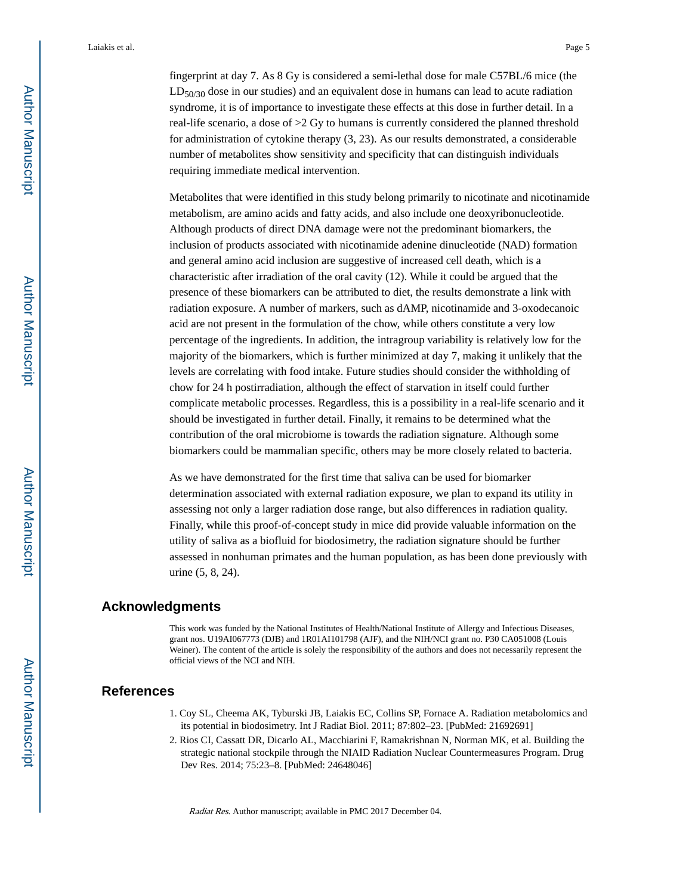fingerprint at day 7. As 8 Gy is considered a semi-lethal dose for male C57BL/6 mice (the $LD_{50/30}$ dose in our studies) and an equivalent dose in humans can lead to acute radiation syndrome, it is of importance to investigate these effects at this dose in further detail. In a real-life scenario, a dose of >2 Gy to humans is currently considered the planned threshold for administration of cytokine therapy (3, 23). As our results demonstrated, a considerable number of metabolites show sensitivity and specificity that can distinguish individuals requiring immediate medical intervention.

Metabolites that were identified in this study belong primarily to nicotinate and nicotinamide metabolism, are amino acids and fatty acids, and also include one deoxyribonucleotide. Although products of direct DNA damage were not the predominant biomarkers, the inclusion of products associated with nicotinamide adenine dinucleotide (NAD) formation and general amino acid inclusion are suggestive of increased cell death, which is a characteristic after irradiation of the oral cavity (12). While it could be argued that the presence of these biomarkers can be attributed to diet, the results demonstrate a link with radiation exposure. A number of markers, such as dAMP, nicotinamide and 3-oxodecanoic acid are not present in the formulation of the chow, while others constitute a very low percentage of the ingredients. In addition, the intragroup variability is relatively low for the majority of the biomarkers, which is further minimized at day 7, making it unlikely that the levels are correlating with food intake. Future studies should consider the withholding of chow for 24 h postirradiation, although the effect of starvation in itself could further complicate metabolic processes. Regardless, this is a possibility in a real-life scenario and it should be investigated in further detail. Finally, it remains to be determined what the contribution of the oral microbiome is towards the radiation signature. Although some biomarkers could be mammalian specific, others may be more closely related to bacteria.

As we have demonstrated for the first time that saliva can be used for biomarker determination associated with external radiation exposure, we plan to expand its utility in assessing not only a larger radiation dose range, but also differences in radiation quality. Finally, while this proof-of-concept study in mice did provide valuable information on the utility of saliva as a biofluid for biodosimetry, the radiation signature should be further assessed in nonhuman primates and the human population, as has been done previously with urine (5, 8, 24).

## Acknowledgments

This work was funded by the National Institutes of Health/National Institute of Allergy and Infectious Diseases, grant nos. U19AI067773 (DJB) and 1R01AI101798 (AJF), and the NIH/NCI grant no. P30 CA051008 (Louis Weiner). The content of the article is solely the responsibility of the authors and does not necessarily represent the official views of the NCI and NIH.

## References

1. Coy SL, Cheema AK, Tyburski JB, Laiakis EC, Collins SP, Fornace A. Radiation metabolomics and its potential in biodosimetry. Int J Radiat Biol. 2011; 87:802–23. [PubMed: 21692691]
2. Rios CI, Cassatt DR, Dicarlo AL, Macchiarini F, Ramakrishnan N, Norman MK, et al. Building the strategic national stockpile through the NIAID Radiation Nuclear Countermeasures Program. Drug Dev Res. 2014; 75:23–8. [PubMed: 24648046]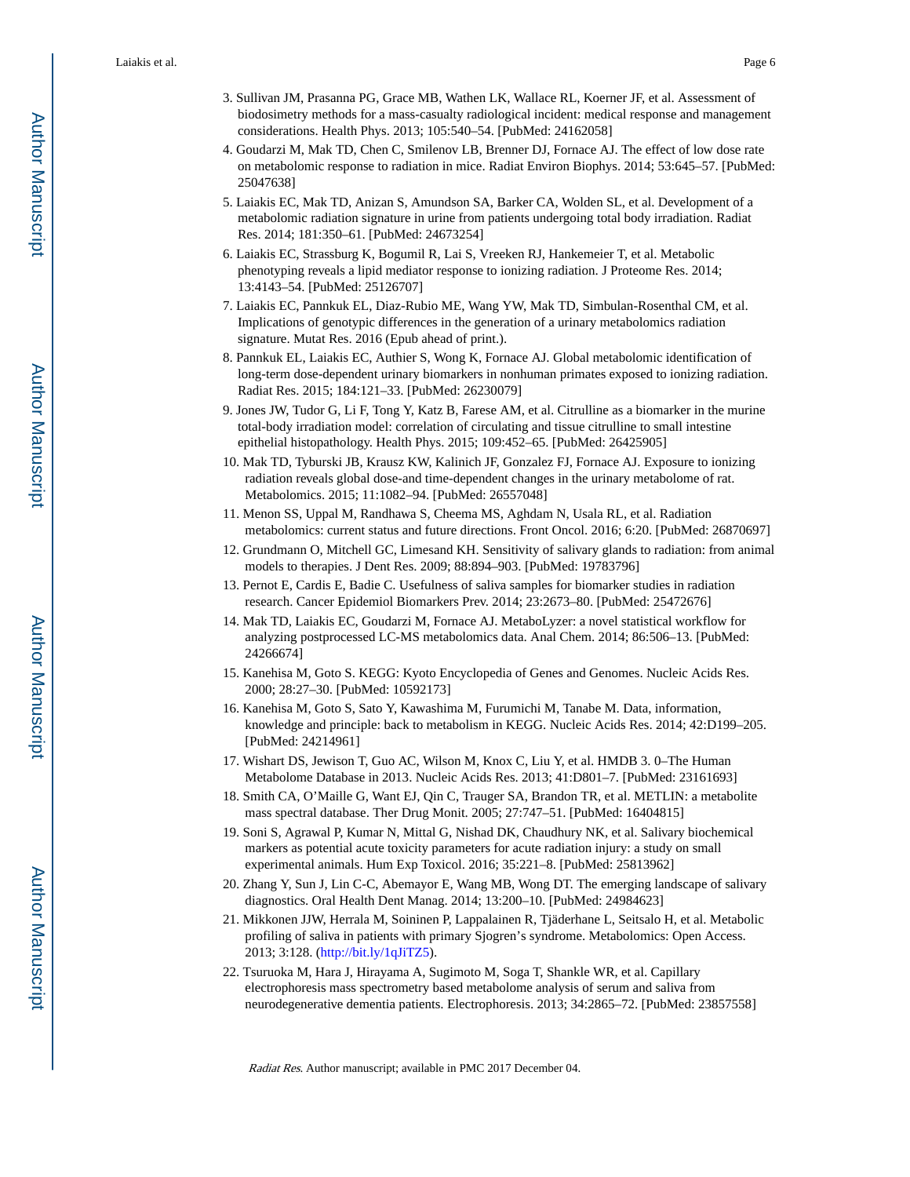3. Sullivan JM, Prasanna PG, Grace MB, Wathen LK, Wallace RL, Koerner JF, et al. Assessment of biodosimetry methods for a mass-casualty radiological incident: medical response and management considerations. Health Phys. 2013; 105:540–54. [PubMed: 24162058]
4. Goudarzi M, Mak TD, Chen C, Smilenov LB, Brenner DJ, Fornace AJ. The effect of low dose rate on metabolomic response to radiation in mice. Radiat Environ Biophys. 2014; 53:645–57. [PubMed: 25047638]
5. Laiakis EC, Mak TD, Anizan S, Amundson SA, Barker CA, Wolden SL, et al. Development of a metabolomic radiation signature in urine from patients undergoing total body irradiation. Radiat Res. 2014; 181:350–61. [PubMed: 24673254]
6. Laiakis EC, Strassburg K, Bogumil R, Lai S, Vreeken RJ, Hankemeier T, et al. Metabolic phenotyping reveals a lipid mediator response to ionizing radiation. J Proteome Res. 2014; 13:4143–54. [PubMed: 25126707]
7. Laiakis EC, Pannkuk EL, Diaz-Rubio ME, Wang YW, Mak TD, Simbulan-Rosenthal CM, et al. Implications of genotypic differences in the generation of a urinary metabolomics radiation signature. Mutat Res. 2016 (Epub ahead of print.).
8. Pannkuk EL, Laiakis EC, Authier S, Wong K, Fornace AJ. Global metabolomic identification of long-term dose-dependent urinary biomarkers in nonhuman primates exposed to ionizing radiation. Radiat Res. 2015; 184:121–33. [PubMed: 26230079]
9. Jones JW, Tudor G, Li F, Tong Y, Katz B, Farese AM, et al. Citrulline as a biomarker in the murine total-body irradiation model: correlation of circulating and tissue citrulline to small intestine epithelial histopathology. Health Phys. 2015; 109:452–65. [PubMed: 26425905]
10. Mak TD, Tyburski JB, Krausz KW, Kalinich JF, Gonzalez FJ, Fornace AJ. Exposure to ionizing radiation reveals global dose-and time-dependent changes in the urinary metabolome of rat. Metabolomics. 2015; 11:1082–94. [PubMed: 26557048]
11. Menon SS, Uppal M, Randhawa S, Cheema MS, Aghdam N, Usala RL, et al. Radiation metabolomics: current status and future directions. Front Oncol. 2016; 6:20. [PubMed: 26870697]
12. Grundmann O, Mitchell GC, Limesand KH. Sensitivity of salivary glands to radiation: from animal models to therapies. J Dent Res. 2009; 88:894–903. [PubMed: 19783796]
13. Pernot E, Cardis E, Badie C. Usefulness of saliva samples for biomarker studies in radiation research. Cancer Epidemiol Biomarkers Prev. 2014; 23:2673–80. [PubMed: 25472676]
14. Mak TD, Laiakis EC, Goudarzi M, Fornace AJ. MetaboLyzer: a novel statistical workflow for analyzing postprocessed LC-MS metabolomics data. Anal Chem. 2014; 86:506–13. [PubMed: 24266674]
15. Kanehisa M, Goto S. KEGG: Kyoto Encyclopedia of Genes and Genomes. Nucleic Acids Res. 2000; 28:27–30. [PubMed: 10592173]
16. Kanehisa M, Goto S, Sato Y, Kawashima M, Furumichi M, Tanabe M. Data, information, knowledge and principle: back to metabolism in KEGG. Nucleic Acids Res. 2014; 42:D199–205. [PubMed: 24214961]
17. Wishart DS, Jewison T, Guo AC, Wilson M, Knox C, Liu Y, et al. HMDB 3. 0–The Human Metabolome Database in 2013. Nucleic Acids Res. 2013; 41:D801–7. [PubMed: 23161693]
18. Smith CA, O'Maille G, Want EJ, Qin C, Trauger SA, Brandon TR, et al. METLIN: a metabolite mass spectral database. Ther Drug Monit. 2005; 27:747–51. [PubMed: 16404815]
19. Soni S, Agrawal P, Kumar N, Mittal G, Nishad DK, Chaudhury NK, et al. Salivary biochemical markers as potential acute toxicity parameters for acute radiation injury: a study on small experimental animals. Hum Exp Toxicol. 2016; 35:221–8. [PubMed: 25813962]
20. Zhang Y, Sun J, Lin C-C, Abemayor E, Wang MB, Wong DT. The emerging landscape of salivary diagnostics. Oral Health Dent Manag. 2014; 13:200–10. [PubMed: 24984623]
21. Mikkonen JJW, Herrala M, Soininen P, Lappalainen R, Tjäderhane L, Seitsalo H, et al. Metabolic profiling of saliva in patients with primary Sjogren's syndrome. Metabolomics: Open Access. 2013; 3:128. (http://bit.ly/1qJiTZ5).
22. Tsuruoka M, Hara J, Hirayama A, Sugimoto M, Soga T, Shankle WR, et al. Capillary electrophoresis mass spectrometry based metabolome analysis of serum and saliva from neurodegenerative dementia patients. Electrophoresis. 2013; 34:2865–72. [PubMed: 23857558]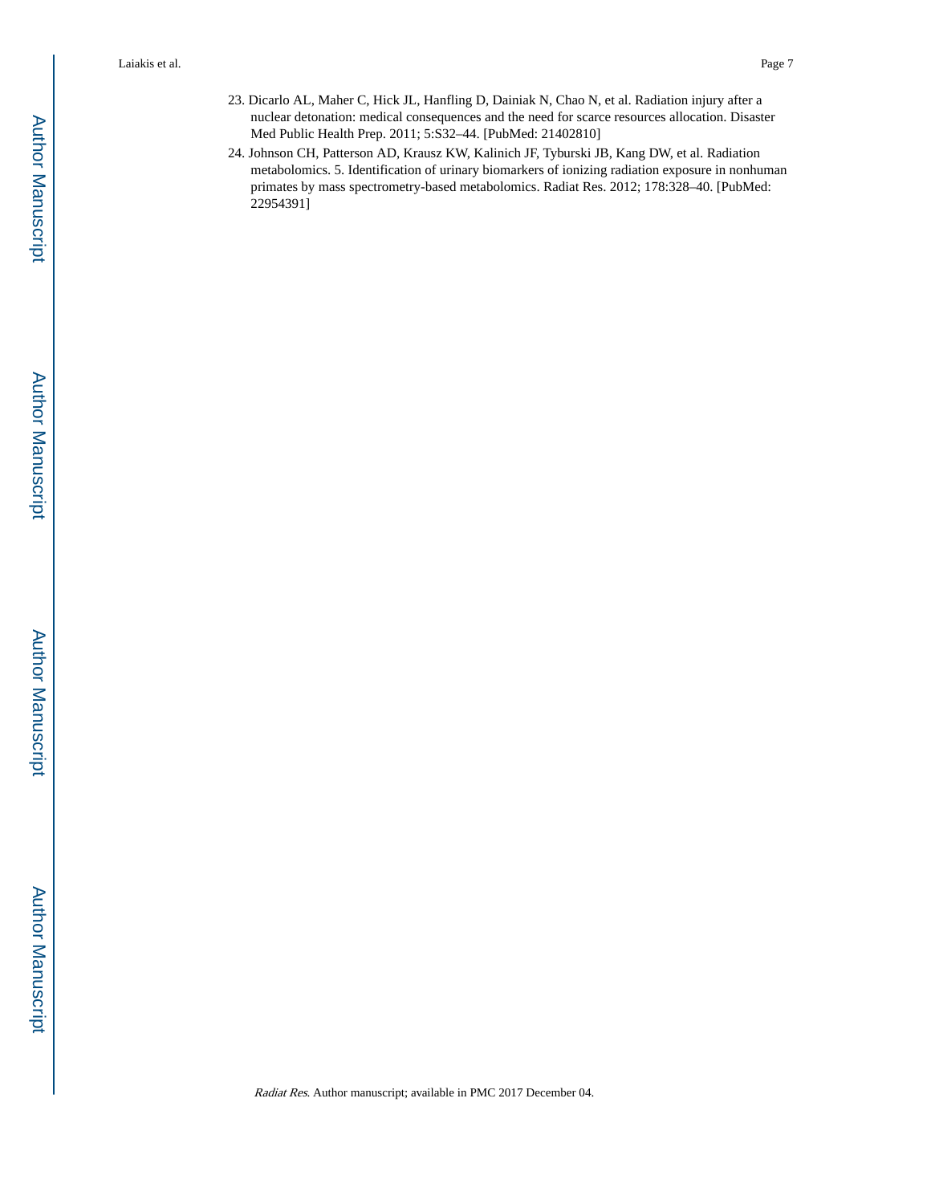23. Dicarlo AL, Maher C, Hick JL, Hanfling D, Dainiak N, Chao N, et al. Radiation injury after a nuclear detonation: medical consequences and the need for scarce resources allocation. Disaster Med Public Health Prep. 2011; 5:S32–44. [PubMed: 21402810]
24. Johnson CH, Patterson AD, Krausz KW, Kalinich JF, Tyburski JB, Kang DW, et al. Radiation metabolomics. 5. Identification of urinary biomarkers of ionizing radiation exposure in nonhuman primates by mass spectrometry-based metabolomics. Radiat Res. 2012; 178:328–40. [PubMed: 22954391]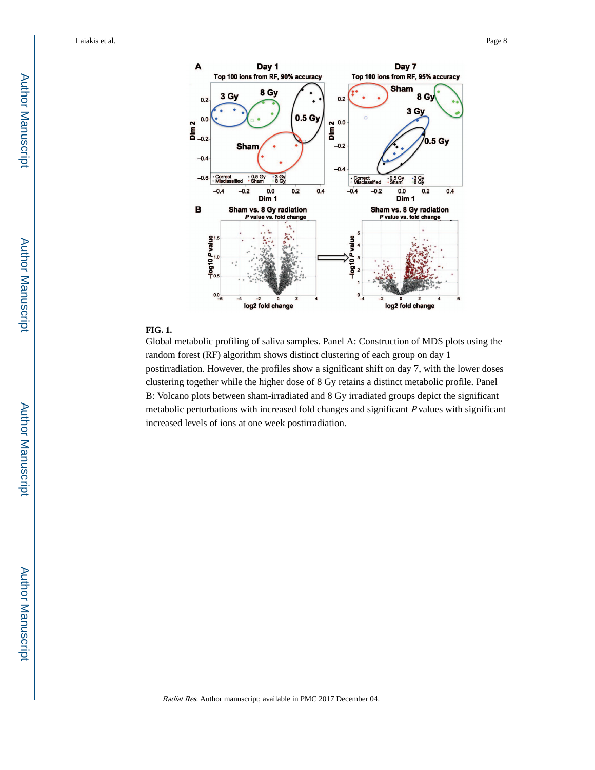**FIG. 1.**

Global metabolic profiling of saliva samples. Panel A: Construction of MDS plots using the random forest (RF) algorithm shows distinct clustering of each group on day 1 postirradiation. However, the profiles show a significant shift on day 7, with the lower doses clustering together while the higher dose of 8 Gy retains a distinct metabolic profile. Panel B: Volcano plots between sham-irradiated and 8 Gy irradiated groups depict the significant metabolic perturbations with increased fold changes and significant *P* values with significant increased levels of ions at one week postirradiation.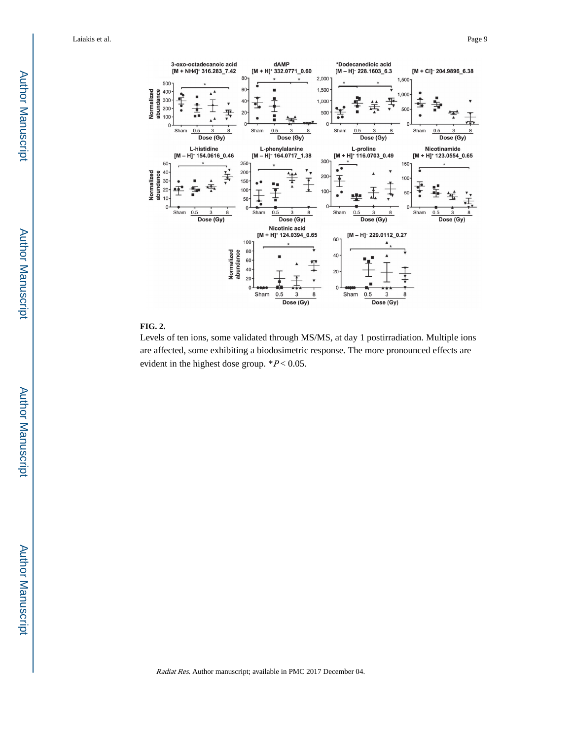**FIG. 2.**

Levels of ten ions, some validated through MS/MS, at day 1 postirradiation. Multiple ions are affected, some exhibiting a biodosimetric response. The more pronounced effects are evident in the highest dose group. *$P < 0.05$.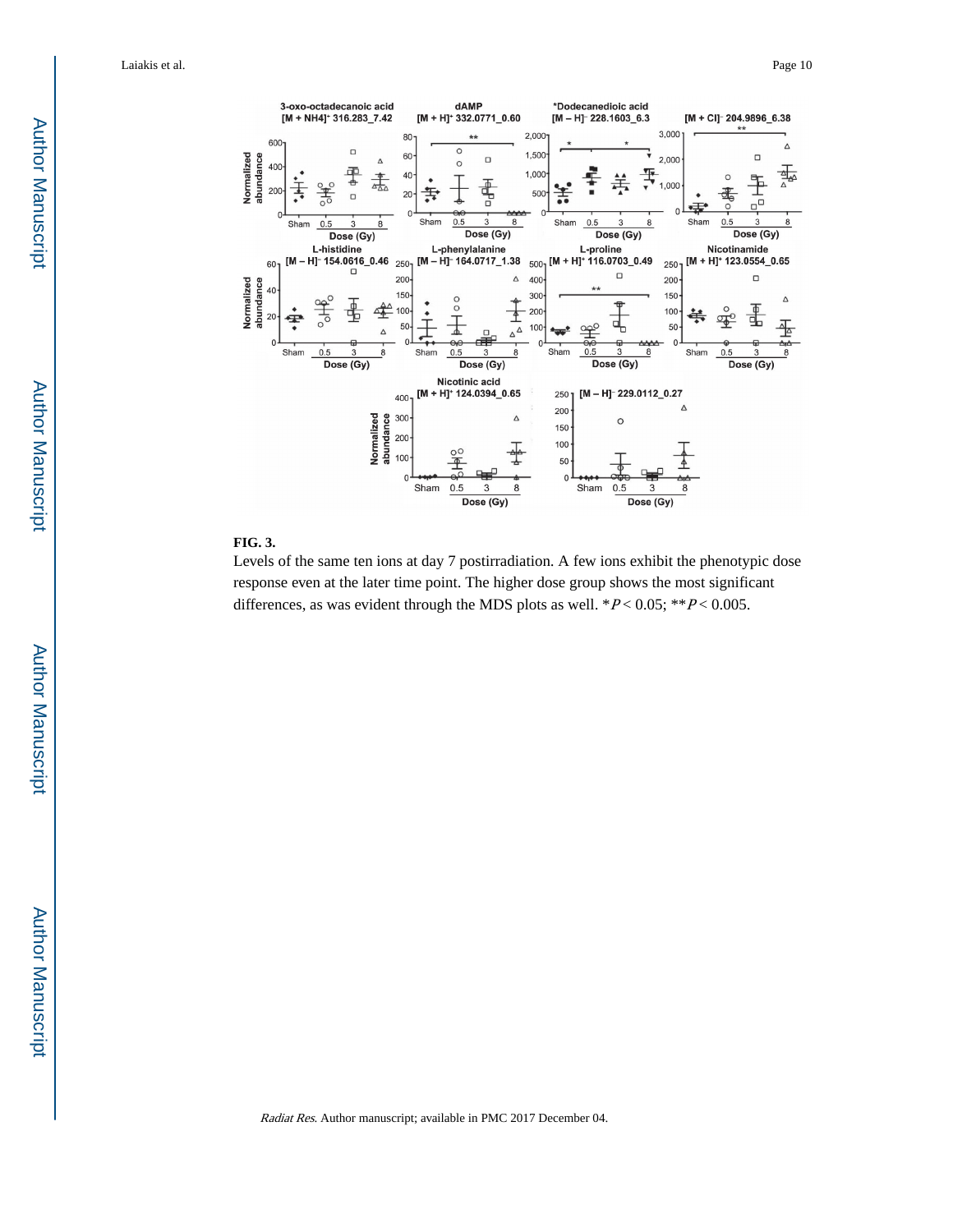**FIG. 3.**

Levels of the same ten ions at day 7 postirradiation. A few ions exhibit the phenotypic dose response even at the later time point. The higher dose group shows the most significant differences, as was evident through the MDS plots as well. *$P < 0.05$; **$P < 0.005$.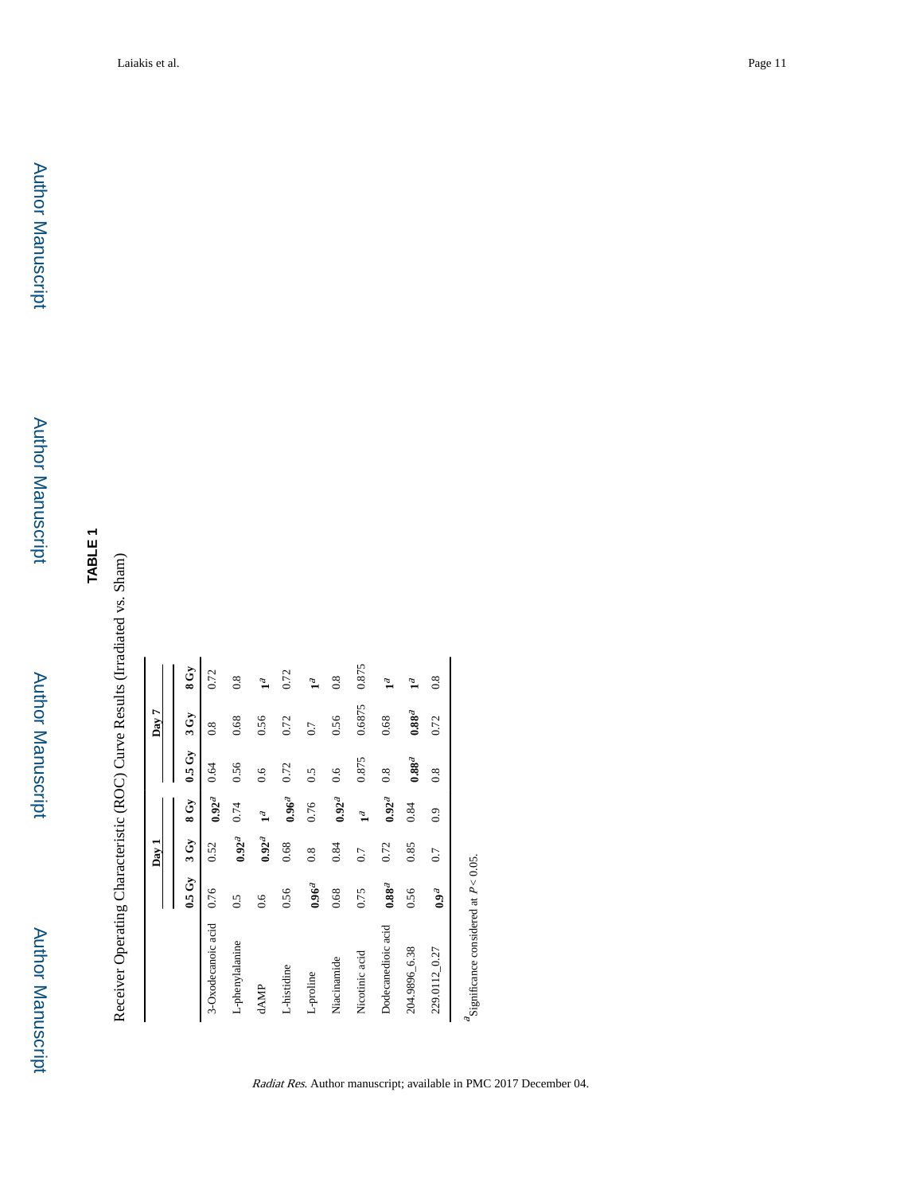## TABLE 1

Receiver Operating Characteristic (ROC) Curve Results (Irradiated vs. Sham)

| | Day 1 | | | Day 7 | | |
|---|---|---|---|---|---|---|
| | 0.5 Gy | 3 Gy | 8 Gy | 0.5 Gy | 3 Gy | 8 Gy |
| 3-Oxodecanoic acid | 0.76 | 0.52 | **0.92**[a] | 0.64 | 0.8 | 0.72 |
| L-phenylalanine | 0.5 | **0.92**[a] | 0.74 | 0.56 | 0.68 | 0.8 |
| dAMP | 0.6 | **0.92**[a] | **1**[a] | 0.6 | 0.56 | **1**[a] |
| L-histidine | 0.56 | 0.68 | **0.96**[a] | 0.72 | 0.72 | 0.72 |
| L-proline | **0.96**[a] | 0.8 | 0.76 | 0.5 | 0.7 | **1**[a] |
| Niacinamide | 0.68 | 0.84 | **0.92**[a] | 0.6 | 0.56 | 0.8 |
| Nicotinic acid | 0.75 | 0.7 | **1**[a] | 0.875 | 0.6875 | 0.875 |
| Dodecanedioic acid | **0.88**[a] | 0.72 | **0.92**[a] | 0.8 | 0.68 | **1**[a] |
| 204.9896_6.38 | 0.56 | 0.85 | 0.84 | **0.88**[a] | **0.88**[a] | **1**[a] |
| 229.0112_0.27 | **0.9**[a] | 0.7 | 0.9 | 0.8 | 0.72 | 0.8 |

[a] Significance considered at $P < 0.05$.